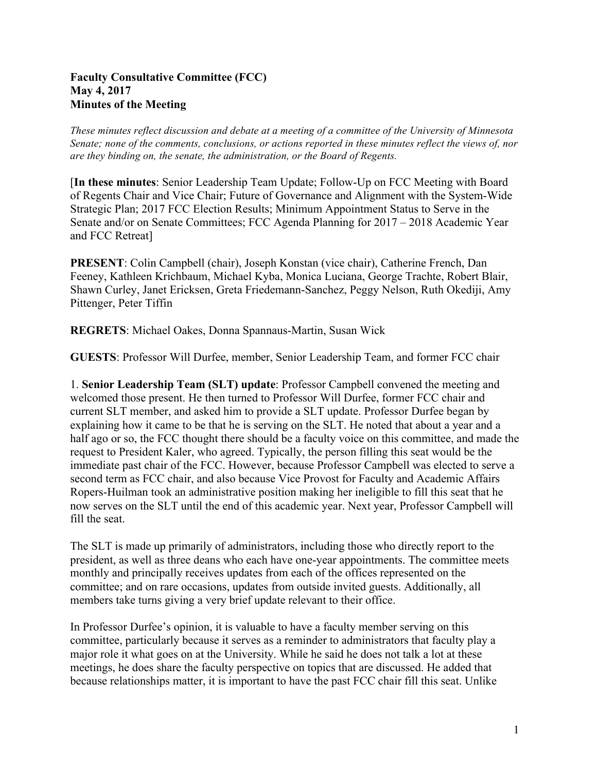**Faculty Consultative Committee (FCC)**
**May 4, 2017**
**Minutes of the Meeting**

*These minutes reflect discussion and debate at a meeting of a committee of the University of Minnesota Senate; none of the comments, conclusions, or actions reported in these minutes reflect the views of, nor are they binding on, the senate, the administration, or the Board of Regents.*

[**In these minutes**: Senior Leadership Team Update; Follow-Up on FCC Meeting with Board of Regents Chair and Vice Chair; Future of Governance and Alignment with the System-Wide Strategic Plan; 2017 FCC Election Results; Minimum Appointment Status to Serve in the Senate and/or on Senate Committees; FCC Agenda Planning for 2017 – 2018 Academic Year and FCC Retreat]

**PRESENT**: Colin Campbell (chair), Joseph Konstan (vice chair), Catherine French, Dan Feeney, Kathleen Krichbaum, Michael Kyba, Monica Luciana, George Trachte, Robert Blair, Shawn Curley, Janet Ericksen, Greta Friedemann-Sanchez, Peggy Nelson, Ruth Okediji, Amy Pittenger, Peter Tiffin

**REGRETS**: Michael Oakes, Donna Spannaus-Martin, Susan Wick

**GUESTS**: Professor Will Durfee, member, Senior Leadership Team, and former FCC chair

1. **Senior Leadership Team (SLT) update**: Professor Campbell convened the meeting and welcomed those present. He then turned to Professor Will Durfee, former FCC chair and current SLT member, and asked him to provide a SLT update. Professor Durfee began by explaining how it came to be that he is serving on the SLT. He noted that about a year and a half ago or so, the FCC thought there should be a faculty voice on this committee, and made the request to President Kaler, who agreed. Typically, the person filling this seat would be the immediate past chair of the FCC. However, because Professor Campbell was elected to serve a second term as FCC chair, and also because Vice Provost for Faculty and Academic Affairs Ropers-Huilman took an administrative position making her ineligible to fill this seat that he now serves on the SLT until the end of this academic year. Next year, Professor Campbell will fill the seat.

The SLT is made up primarily of administrators, including those who directly report to the president, as well as three deans who each have one-year appointments. The committee meets monthly and principally receives updates from each of the offices represented on the committee; and on rare occasions, updates from outside invited guests. Additionally, all members take turns giving a very brief update relevant to their office.

In Professor Durfee's opinion, it is valuable to have a faculty member serving on this committee, particularly because it serves as a reminder to administrators that faculty play a major role it what goes on at the University. While he said he does not talk a lot at these meetings, he does share the faculty perspective on topics that are discussed. He added that because relationships matter, it is important to have the past FCC chair fill this seat. Unlike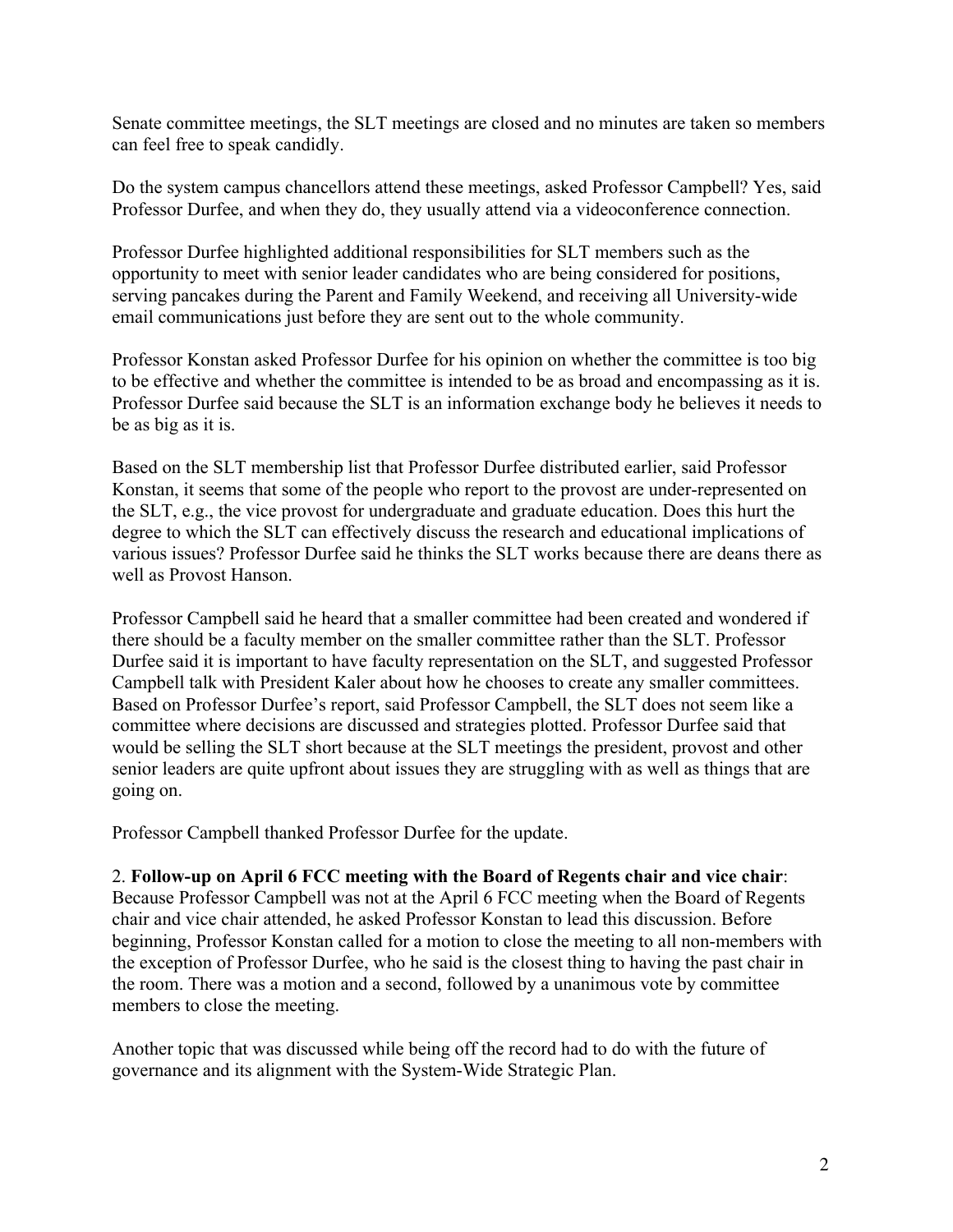Senate committee meetings, the SLT meetings are closed and no minutes are taken so members can feel free to speak candidly.

Do the system campus chancellors attend these meetings, asked Professor Campbell? Yes, said Professor Durfee, and when they do, they usually attend via a videoconference connection.

Professor Durfee highlighted additional responsibilities for SLT members such as the opportunity to meet with senior leader candidates who are being considered for positions, serving pancakes during the Parent and Family Weekend, and receiving all University-wide email communications just before they are sent out to the whole community.

Professor Konstan asked Professor Durfee for his opinion on whether the committee is too big to be effective and whether the committee is intended to be as broad and encompassing as it is. Professor Durfee said because the SLT is an information exchange body he believes it needs to be as big as it is.

Based on the SLT membership list that Professor Durfee distributed earlier, said Professor Konstan, it seems that some of the people who report to the provost are under-represented on the SLT, e.g., the vice provost for undergraduate and graduate education. Does this hurt the degree to which the SLT can effectively discuss the research and educational implications of various issues? Professor Durfee said he thinks the SLT works because there are deans there as well as Provost Hanson.

Professor Campbell said he heard that a smaller committee had been created and wondered if there should be a faculty member on the smaller committee rather than the SLT. Professor Durfee said it is important to have faculty representation on the SLT, and suggested Professor Campbell talk with President Kaler about how he chooses to create any smaller committees. Based on Professor Durfee's report, said Professor Campbell, the SLT does not seem like a committee where decisions are discussed and strategies plotted. Professor Durfee said that would be selling the SLT short because at the SLT meetings the president, provost and other senior leaders are quite upfront about issues they are struggling with as well as things that are going on.

Professor Campbell thanked Professor Durfee for the update.

2. **Follow-up on April 6 FCC meeting with the Board of Regents chair and vice chair**: Because Professor Campbell was not at the April 6 FCC meeting when the Board of Regents chair and vice chair attended, he asked Professor Konstan to lead this discussion. Before beginning, Professor Konstan called for a motion to close the meeting to all non-members with the exception of Professor Durfee, who he said is the closest thing to having the past chair in the room. There was a motion and a second, followed by a unanimous vote by committee members to close the meeting.

Another topic that was discussed while being off the record had to do with the future of governance and its alignment with the System-Wide Strategic Plan.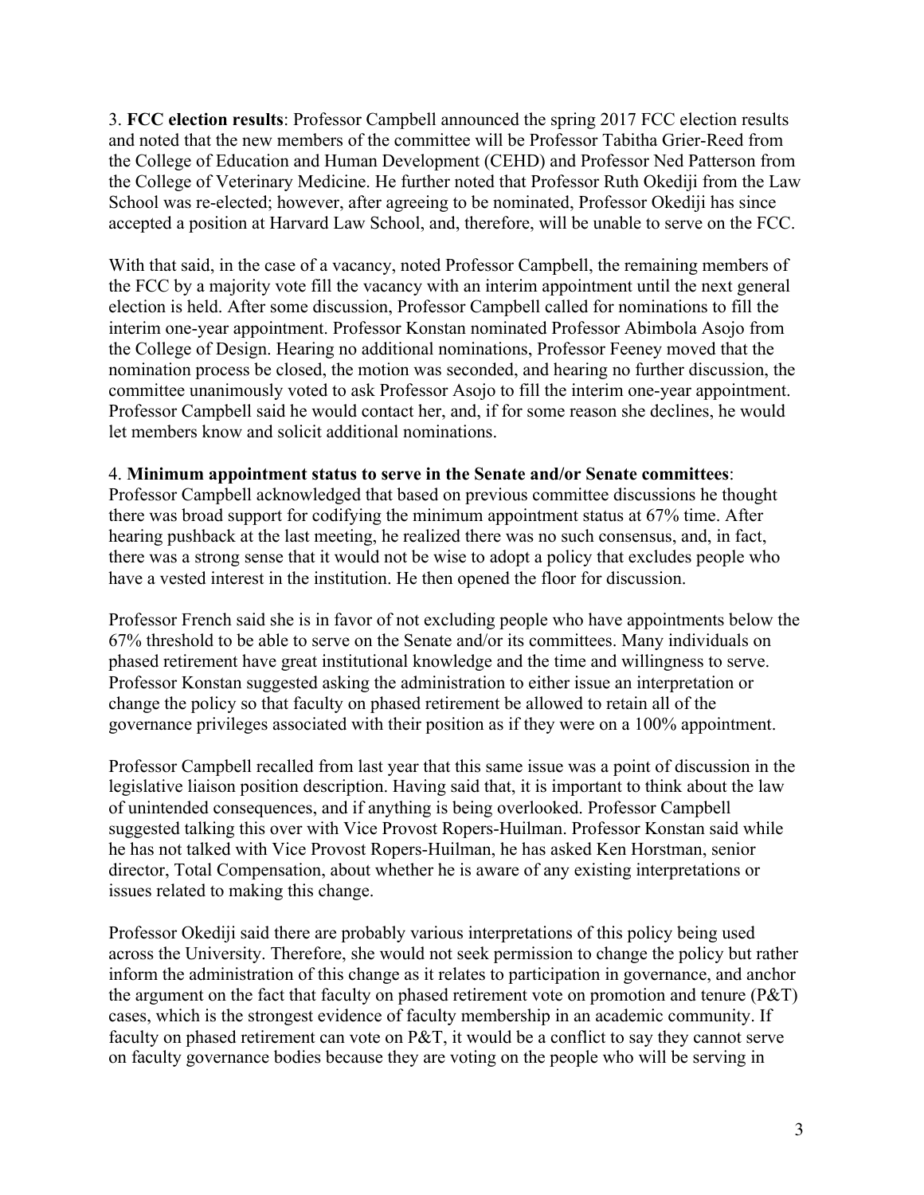3. **FCC election results**: Professor Campbell announced the spring 2017 FCC election results and noted that the new members of the committee will be Professor Tabitha Grier-Reed from the College of Education and Human Development (CEHD) and Professor Ned Patterson from the College of Veterinary Medicine. He further noted that Professor Ruth Okediji from the Law School was re-elected; however, after agreeing to be nominated, Professor Okediji has since accepted a position at Harvard Law School, and, therefore, will be unable to serve on the FCC.

With that said, in the case of a vacancy, noted Professor Campbell, the remaining members of the FCC by a majority vote fill the vacancy with an interim appointment until the next general election is held. After some discussion, Professor Campbell called for nominations to fill the interim one-year appointment. Professor Konstan nominated Professor Abimbola Asojo from the College of Design. Hearing no additional nominations, Professor Feeney moved that the nomination process be closed, the motion was seconded, and hearing no further discussion, the committee unanimously voted to ask Professor Asojo to fill the interim one-year appointment. Professor Campbell said he would contact her, and, if for some reason she declines, he would let members know and solicit additional nominations.

4. **Minimum appointment status to serve in the Senate and/or Senate committees**: Professor Campbell acknowledged that based on previous committee discussions he thought there was broad support for codifying the minimum appointment status at 67% time. After hearing pushback at the last meeting, he realized there was no such consensus, and, in fact, there was a strong sense that it would not be wise to adopt a policy that excludes people who have a vested interest in the institution. He then opened the floor for discussion.

Professor French said she is in favor of not excluding people who have appointments below the 67% threshold to be able to serve on the Senate and/or its committees. Many individuals on phased retirement have great institutional knowledge and the time and willingness to serve. Professor Konstan suggested asking the administration to either issue an interpretation or change the policy so that faculty on phased retirement be allowed to retain all of the governance privileges associated with their position as if they were on a 100% appointment.

Professor Campbell recalled from last year that this same issue was a point of discussion in the legislative liaison position description. Having said that, it is important to think about the law of unintended consequences, and if anything is being overlooked. Professor Campbell suggested talking this over with Vice Provost Ropers-Huilman. Professor Konstan said while he has not talked with Vice Provost Ropers-Huilman, he has asked Ken Horstman, senior director, Total Compensation, about whether he is aware of any existing interpretations or issues related to making this change.

Professor Okediji said there are probably various interpretations of this policy being used across the University. Therefore, she would not seek permission to change the policy but rather inform the administration of this change as it relates to participation in governance, and anchor the argument on the fact that faculty on phased retirement vote on promotion and tenure (P&T) cases, which is the strongest evidence of faculty membership in an academic community. If faculty on phased retirement can vote on P&T, it would be a conflict to say they cannot serve on faculty governance bodies because they are voting on the people who will be serving in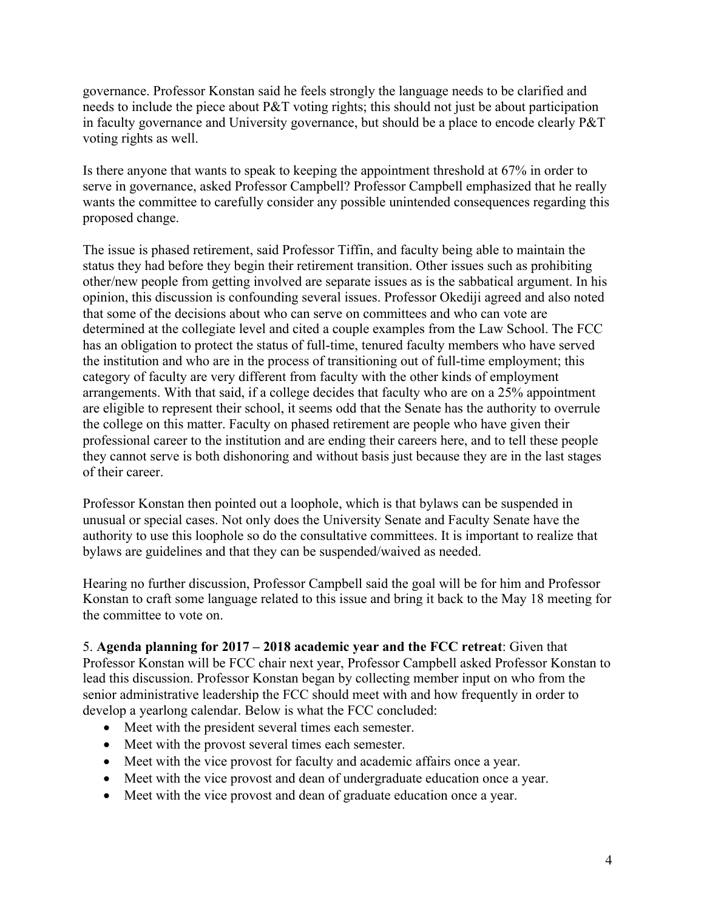governance. Professor Konstan said he feels strongly the language needs to be clarified and needs to include the piece about P&T voting rights; this should not just be about participation in faculty governance and University governance, but should be a place to encode clearly P&T voting rights as well.

Is there anyone that wants to speak to keeping the appointment threshold at 67% in order to serve in governance, asked Professor Campbell? Professor Campbell emphasized that he really wants the committee to carefully consider any possible unintended consequences regarding this proposed change.

The issue is phased retirement, said Professor Tiffin, and faculty being able to maintain the status they had before they begin their retirement transition. Other issues such as prohibiting other/new people from getting involved are separate issues as is the sabbatical argument. In his opinion, this discussion is confounding several issues. Professor Okediji agreed and also noted that some of the decisions about who can serve on committees and who can vote are determined at the collegiate level and cited a couple examples from the Law School. The FCC has an obligation to protect the status of full-time, tenured faculty members who have served the institution and who are in the process of transitioning out of full-time employment; this category of faculty are very different from faculty with the other kinds of employment arrangements. With that said, if a college decides that faculty who are on a 25% appointment are eligible to represent their school, it seems odd that the Senate has the authority to overrule the college on this matter. Faculty on phased retirement are people who have given their professional career to the institution and are ending their careers here, and to tell these people they cannot serve is both dishonoring and without basis just because they are in the last stages of their career.

Professor Konstan then pointed out a loophole, which is that bylaws can be suspended in unusual or special cases. Not only does the University Senate and Faculty Senate have the authority to use this loophole so do the consultative committees. It is important to realize that bylaws are guidelines and that they can be suspended/waived as needed.

Hearing no further discussion, Professor Campbell said the goal will be for him and Professor Konstan to craft some language related to this issue and bring it back to the May 18 meeting for the committee to vote on.

5. **Agenda planning for 2017 – 2018 academic year and the FCC retreat**: Given that Professor Konstan will be FCC chair next year, Professor Campbell asked Professor Konstan to lead this discussion. Professor Konstan began by collecting member input on who from the senior administrative leadership the FCC should meet with and how frequently in order to develop a yearlong calendar. Below is what the FCC concluded:

- Meet with the president several times each semester.
- Meet with the provost several times each semester.
- Meet with the vice provost for faculty and academic affairs once a year.
- Meet with the vice provost and dean of undergraduate education once a year.
- Meet with the vice provost and dean of graduate education once a year.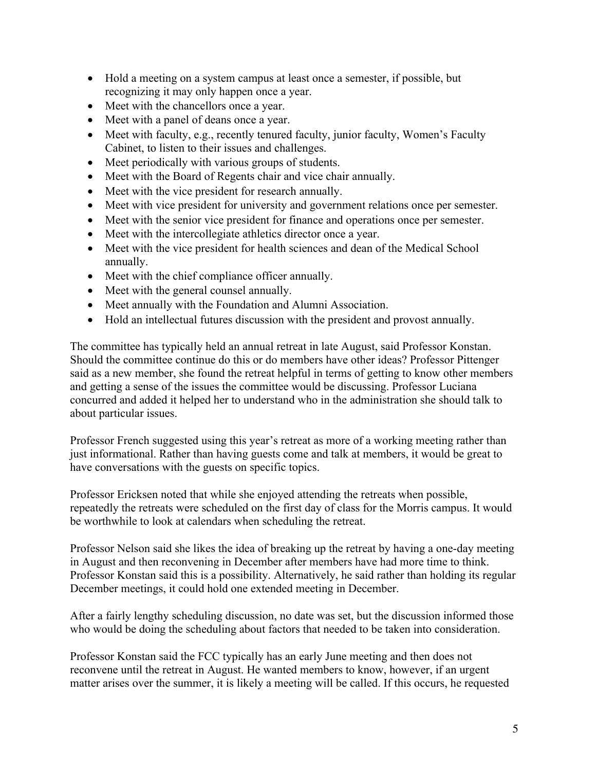- Hold a meeting on a system campus at least once a semester, if possible, but recognizing it may only happen once a year.
- Meet with the chancellors once a year.
- Meet with a panel of deans once a year.
- Meet with faculty, e.g., recently tenured faculty, junior faculty, Women's Faculty Cabinet, to listen to their issues and challenges.
- Meet periodically with various groups of students.
- Meet with the Board of Regents chair and vice chair annually.
- Meet with the vice president for research annually.
- Meet with vice president for university and government relations once per semester.
- Meet with the senior vice president for finance and operations once per semester.
- Meet with the intercollegiate athletics director once a year.
- Meet with the vice president for health sciences and dean of the Medical School annually.
- Meet with the chief compliance officer annually.
- Meet with the general counsel annually.
- Meet annually with the Foundation and Alumni Association.
- Hold an intellectual futures discussion with the president and provost annually.

The committee has typically held an annual retreat in late August, said Professor Konstan. Should the committee continue do this or do members have other ideas? Professor Pittenger said as a new member, she found the retreat helpful in terms of getting to know other members and getting a sense of the issues the committee would be discussing. Professor Luciana concurred and added it helped her to understand who in the administration she should talk to about particular issues.

Professor French suggested using this year's retreat as more of a working meeting rather than just informational. Rather than having guests come and talk at members, it would be great to have conversations with the guests on specific topics.

Professor Ericksen noted that while she enjoyed attending the retreats when possible, repeatedly the retreats were scheduled on the first day of class for the Morris campus. It would be worthwhile to look at calendars when scheduling the retreat.

Professor Nelson said she likes the idea of breaking up the retreat by having a one-day meeting in August and then reconvening in December after members have had more time to think. Professor Konstan said this is a possibility. Alternatively, he said rather than holding its regular December meetings, it could hold one extended meeting in December.

After a fairly lengthy scheduling discussion, no date was set, but the discussion informed those who would be doing the scheduling about factors that needed to be taken into consideration.

Professor Konstan said the FCC typically has an early June meeting and then does not reconvene until the retreat in August. He wanted members to know, however, if an urgent matter arises over the summer, it is likely a meeting will be called. If this occurs, he requested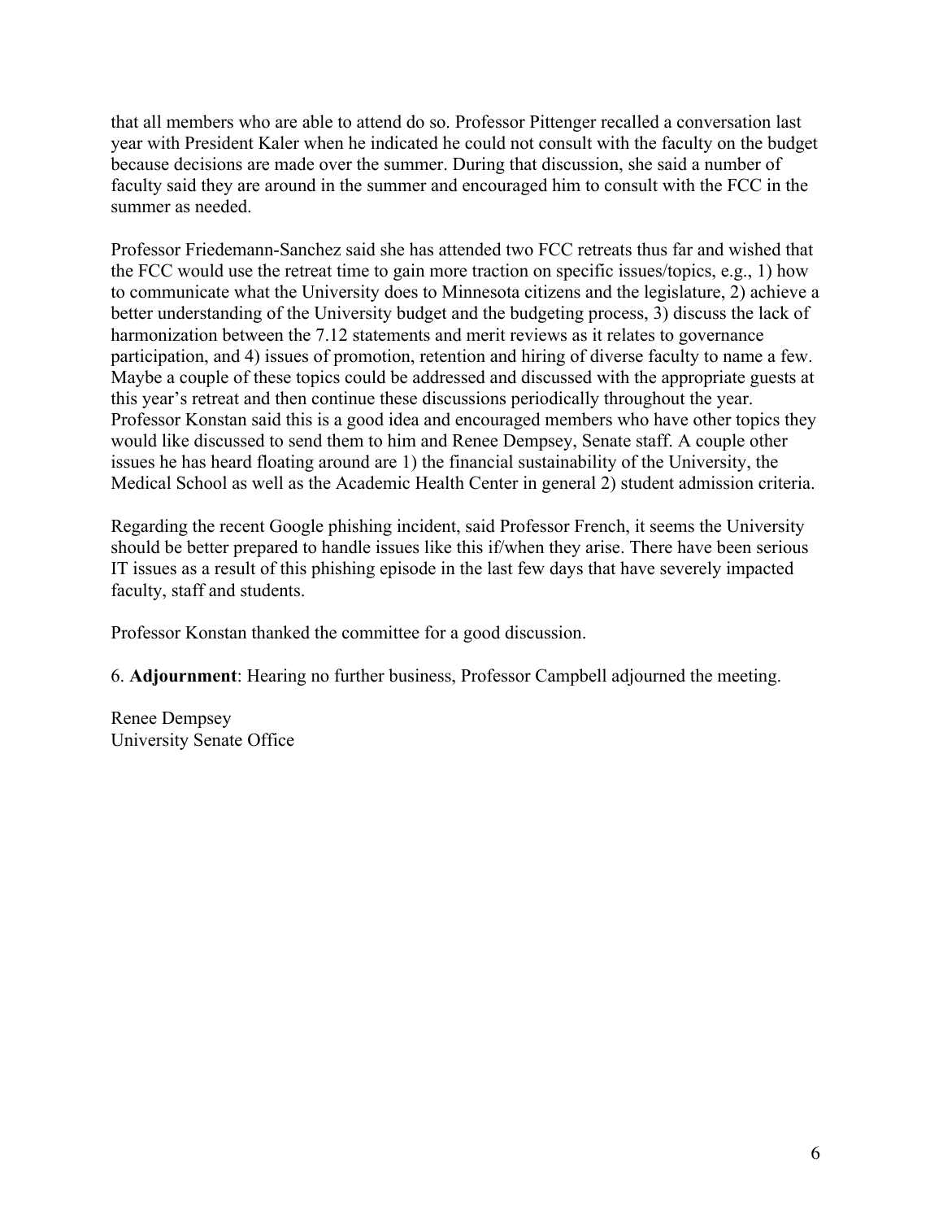that all members who are able to attend do so. Professor Pittenger recalled a conversation last year with President Kaler when he indicated he could not consult with the faculty on the budget because decisions are made over the summer. During that discussion, she said a number of faculty said they are around in the summer and encouraged him to consult with the FCC in the summer as needed.

Professor Friedemann-Sanchez said she has attended two FCC retreats thus far and wished that the FCC would use the retreat time to gain more traction on specific issues/topics, e.g., 1) how to communicate what the University does to Minnesota citizens and the legislature, 2) achieve a better understanding of the University budget and the budgeting process, 3) discuss the lack of harmonization between the 7.12 statements and merit reviews as it relates to governance participation, and 4) issues of promotion, retention and hiring of diverse faculty to name a few. Maybe a couple of these topics could be addressed and discussed with the appropriate guests at this year's retreat and then continue these discussions periodically throughout the year. Professor Konstan said this is a good idea and encouraged members who have other topics they would like discussed to send them to him and Renee Dempsey, Senate staff. A couple other issues he has heard floating around are 1) the financial sustainability of the University, the Medical School as well as the Academic Health Center in general 2) student admission criteria.

Regarding the recent Google phishing incident, said Professor French, it seems the University should be better prepared to handle issues like this if/when they arise. There have been serious IT issues as a result of this phishing episode in the last few days that have severely impacted faculty, staff and students.

Professor Konstan thanked the committee for a good discussion.

6. **Adjournment**: Hearing no further business, Professor Campbell adjourned the meeting.

Renee Dempsey
University Senate Office